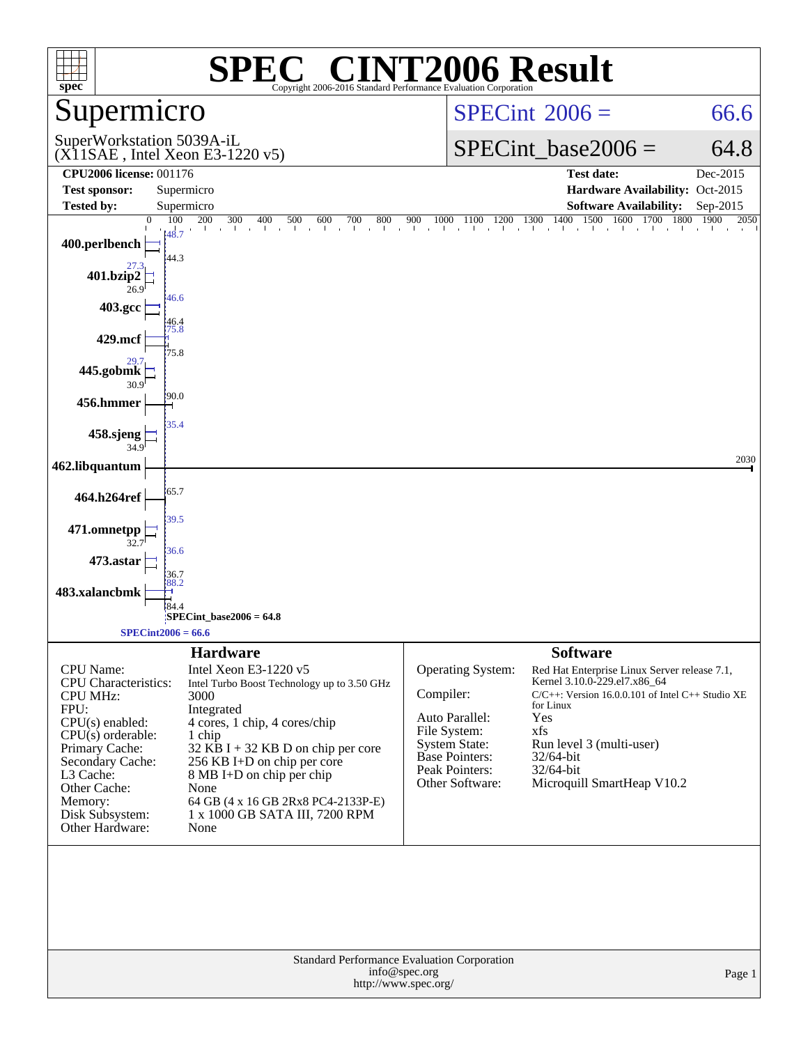# SPEC® CINT2006 Result

Copyright 2006-2016 Standard Performance Evaluation Corporation

## Supermicro

SuperWorkstation 5039A-iL
(X11SAE , Intel Xeon E3-1220 v5)

SPECint 2006 = 66.6

SPECint_base2006 = 64.8

| | | | |
|---|---|---|---|
| **CPU2006 license:** 001176 | | **Test date:** | Dec-2015 |
| **Test sponsor:** | Supermicro | **Hardware Availability:** | Oct-2015 |
| **Tested by:** | Supermicro | **Software Availability:** | Sep-2015 |

| Benchmark | Peak | Base |
|---|---|---|
| 400.perlbench | 48.7 | 44.3 |
| 401.bzip2 | 27.3 | 26.9 |
| 403.gcc | 46.6 | 46.4 |
| 429.mcf | 75.8 | 75.8 |
| 445.gobmk | 29.7 | 30.9 |
| 456.hmmer | | 90.0 |
| 458.sjeng | 35.4 | 34.9 |
| 462.libquantum | | 2030 |
| 464.h264ref | | 65.7 |
| 471.omnetpp | 39.5 | 32.7 |
| 473.astar | 36.6 | 36.7 |
| 483.xalancbmk | 88.2 | 84.4 |

SPECint_base2006 = 64.8

SPECint2006 = 66.6

## Hardware

| | |
|---|---|
| CPU Name: | Intel Xeon E3-1220 v5 |
| CPU Characteristics: | Intel Turbo Boost Technology up to 3.50 GHz |
| CPU MHz: | 3000 |
| FPU: | Integrated |
| CPU(s) enabled: | 4 cores, 1 chip, 4 cores/chip |
| CPU(s) orderable: | 1 chip |
| Primary Cache: | 32 KB I + 32 KB D on chip per core |
| Secondary Cache: | 256 KB I+D on chip per core |
| L3 Cache: | 8 MB I+D on chip per chip |
| Other Cache: | None |
| Memory: | 64 GB (4 x 16 GB 2Rx8 PC4-2133P-E) |
| Disk Subsystem: | 1 x 1000 GB SATA III, 7200 RPM |
| Other Hardware: | None |

## Software

| | |
|---|---|
| Operating System: | Red Hat Enterprise Linux Server release 7.1, Kernel 3.10.0-229.el7.x86_64 |
| Compiler: | C/C++: Version 16.0.0.101 of Intel C++ Studio XE for Linux |
| Auto Parallel: | Yes |
| File System: | xfs |
| System State: | Run level 3 (multi-user) |
| Base Pointers: | 32/64-bit |
| Peak Pointers: | 32/64-bit |
| Other Software: | Microquill SmartHeap V10.2 |

Standard Performance Evaluation Corporation
info@spec.org
http://www.spec.org/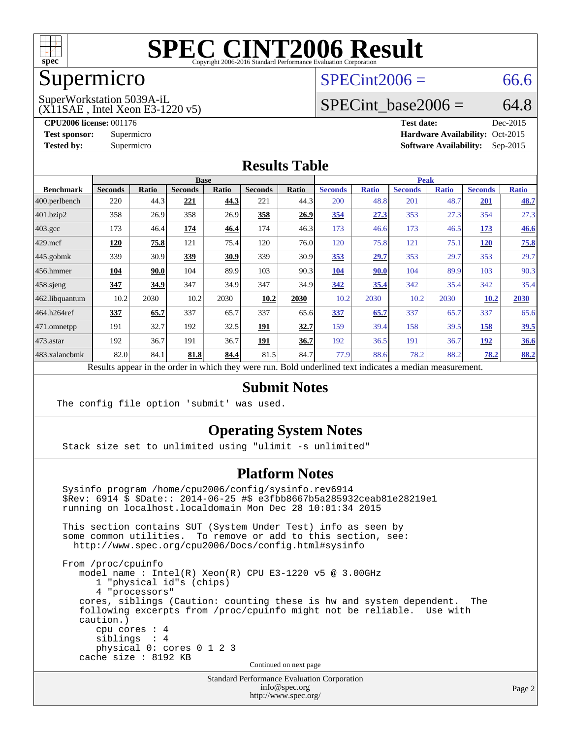# SPEC CINT2006 Result

Copyright 2006-2016 Standard Performance Evaluation Corporation

## Supermicro

SuperWorkstation 5039A-iL
(X11SAE , Intel Xeon E3-1220 v5)

SPECint2006 = 66.6

SPECint_base2006 = 64.8

**CPU2006 license:** 001176
**Test sponsor:** Supermicro
**Tested by:** Supermicro

**Test date:** Dec-2015
**Hardware Availability:** Oct-2015
**Software Availability:** Sep-2015

## Results Table

| Benchmark | Base | | | | | | Peak | | | | | |
|---|---|---|---|---|---|---|---|---|---|---|---|---|
| | Seconds | Ratio | Seconds | Ratio | Seconds | Ratio | Seconds | Ratio | Seconds | Ratio | Seconds | Ratio |
| 400.perlbench | 220 | 44.3 | **221** | **44.3** | 221 | 44.3 | 200 | 48.8 | 201 | 48.7 | **201** | **48.7** |
| 401.bzip2 | 358 | 26.9 | 358 | 26.9 | **358** | **26.9** | **354** | **27.3** | 353 | 27.3 | 354 | 27.3 |
| 403.gcc | 173 | 46.4 | **174** | **46.4** | 174 | 46.3 | 173 | 46.6 | 173 | 46.5 | **173** | **46.6** |
| 429.mcf | **120** | **75.8** | 121 | 75.4 | 120 | 76.0 | 120 | 75.8 | 121 | 75.1 | **120** | **75.8** |
| 445.gobmk | 339 | 30.9 | **339** | **30.9** | 339 | 30.9 | **353** | **29.7** | 353 | 29.7 | 353 | 29.7 |
| 456.hmmer | **104** | **90.0** | 104 | 89.9 | 103 | 90.3 | **104** | **90.0** | 104 | 89.9 | 103 | 90.3 |
| 458.sjeng | **347** | **34.9** | 347 | 34.9 | 347 | 34.9 | **342** | **35.4** | 342 | 35.4 | 342 | 35.4 |
| 462.libquantum | 10.2 | 2030 | 10.2 | 2030 | **10.2** | **2030** | 10.2 | 2030 | 10.2 | 2030 | **10.2** | **2030** |
| 464.h264ref | **337** | **65.7** | 337 | 65.7 | 337 | 65.6 | **337** | **65.7** | 337 | 65.7 | 337 | 65.6 |
| 471.omnetpp | 191 | 32.7 | 192 | 32.5 | **191** | **32.7** | 159 | 39.4 | 158 | 39.5 | **158** | **39.5** |
| 473.astar | 192 | 36.7 | 191 | 36.7 | **191** | **36.7** | 192 | 36.5 | 191 | 36.7 | **192** | **36.6** |
| 483.xalancbmk | 82.0 | 84.1 | **81.8** | **84.4** | 81.5 | 84.7 | 77.9 | 88.6 | 78.2 | 88.2 | **78.2** | **88.2** |

Results appear in the order in which they were run. Bold underlined text indicates a median measurement.

## Submit Notes

```
The config file option 'submit' was used.
```

## Operating System Notes

```
Stack size set to unlimited using "ulimit -s unlimited"
```

## Platform Notes

```
Sysinfo program /home/cpu2006/config/sysinfo.rev6914
$Rev: 6914 $ $Date:: 2014-06-25 #$ e3fbb8667b5a285932ceab81e28219e1
running on localhost.localdomain Mon Dec 28 10:01:34 2015

This section contains SUT (System Under Test) info as seen by
some common utilities.  To remove or add to this section, see:
  http://www.spec.org/cpu2006/Docs/config.html#sysinfo

From /proc/cpuinfo
   model name : Intel(R) Xeon(R) CPU E3-1220 v5 @ 3.00GHz
      1 "physical id"s (chips)
      4 "processors"
   cores, siblings (Caution: counting these is hw and system dependent.  The
   following excerpts from /proc/cpuinfo might not be reliable.  Use with
   caution.)
      cpu cores : 4
      siblings  : 4
      physical 0: cores 0 1 2 3
   cache size : 8192 KB
```

Continued on next page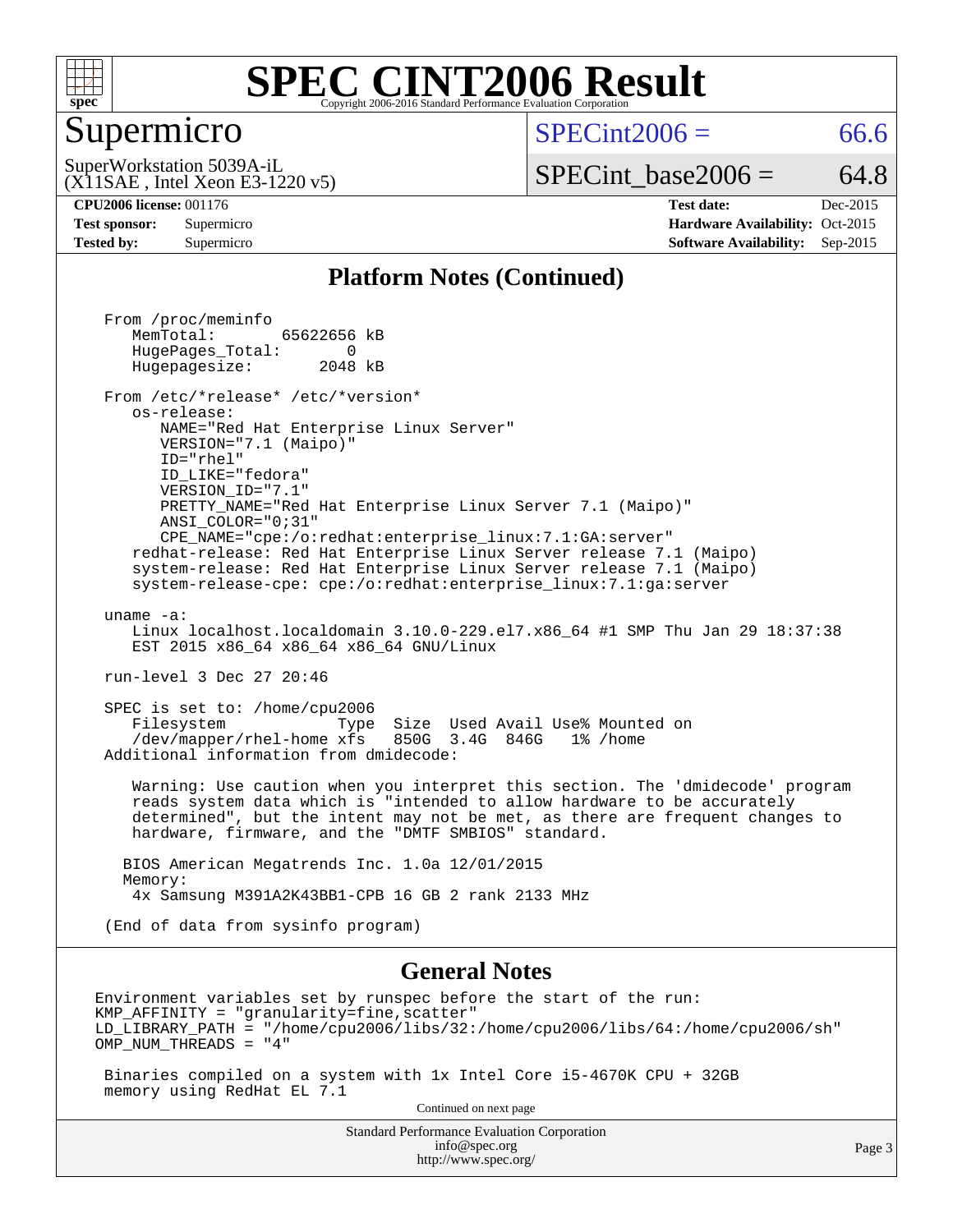# SPEC CINT2006 Result

## Supermicro

SuperWorkstation 5039A-iL
(X11SAE , Intel Xeon E3-1220 v5)

SPECint2006 = 66.6

SPECint_base2006 = 64.8

| | | | |
|---|---|---|---|
| **CPU2006 license:** 001176 | | **Test date:** | Dec-2015 |
| **Test sponsor:** | Supermicro | **Hardware Availability:** | Oct-2015 |
| **Tested by:** | Supermicro | **Software Availability:** | Sep-2015 |

## Platform Notes (Continued)

```
From /proc/meminfo
   MemTotal:       65622656 kB
   HugePages_Total:       0
   Hugepagesize:       2048 kB

From /etc/*release* /etc/*version*
   os-release:
      NAME="Red Hat Enterprise Linux Server"
      VERSION="7.1 (Maipo)"
      ID="rhel"
      ID_LIKE="fedora"
      VERSION_ID="7.1"
      PRETTY_NAME="Red Hat Enterprise Linux Server 7.1 (Maipo)"
      ANSI_COLOR="0;31"
      CPE_NAME="cpe:/o:redhat:enterprise_linux:7.1:GA:server"
   redhat-release: Red Hat Enterprise Linux Server release 7.1 (Maipo)
   system-release: Red Hat Enterprise Linux Server release 7.1 (Maipo)
   system-release-cpe: cpe:/o:redhat:enterprise_linux:7.1:ga:server

uname -a:
   Linux localhost.localdomain 3.10.0-229.el7.x86_64 #1 SMP Thu Jan 29 18:37:38
   EST 2015 x86_64 x86_64 x86_64 GNU/Linux

run-level 3 Dec 27 20:46

SPEC is set to: /home/cpu2006
   Filesystem            Type  Size  Used Avail Use% Mounted on
   /dev/mapper/rhel-home xfs   850G  3.4G  846G   1% /home
Additional information from dmidecode:

   Warning: Use caution when you interpret this section. The 'dmidecode' program
   reads system data which is "intended to allow hardware to be accurately
   determined", but the intent may not be met, as there are frequent changes to
   hardware, firmware, and the "DMTF SMBIOS" standard.

  BIOS American Megatrends Inc. 1.0a 12/01/2015
  Memory:
   4x Samsung M391A2K43BB1-CPB 16 GB 2 rank 2133 MHz

(End of data from sysinfo program)
```

## General Notes

```
Environment variables set by runspec before the start of the run:
KMP_AFFINITY = "granularity=fine,scatter"
LD_LIBRARY_PATH = "/home/cpu2006/libs/32:/home/cpu2006/libs/64:/home/cpu2006/sh"
OMP_NUM_THREADS = "4"

 Binaries compiled on a system with 1x Intel Core i5-4670K CPU + 32GB
 memory using RedHat EL 7.1
```

Continued on next page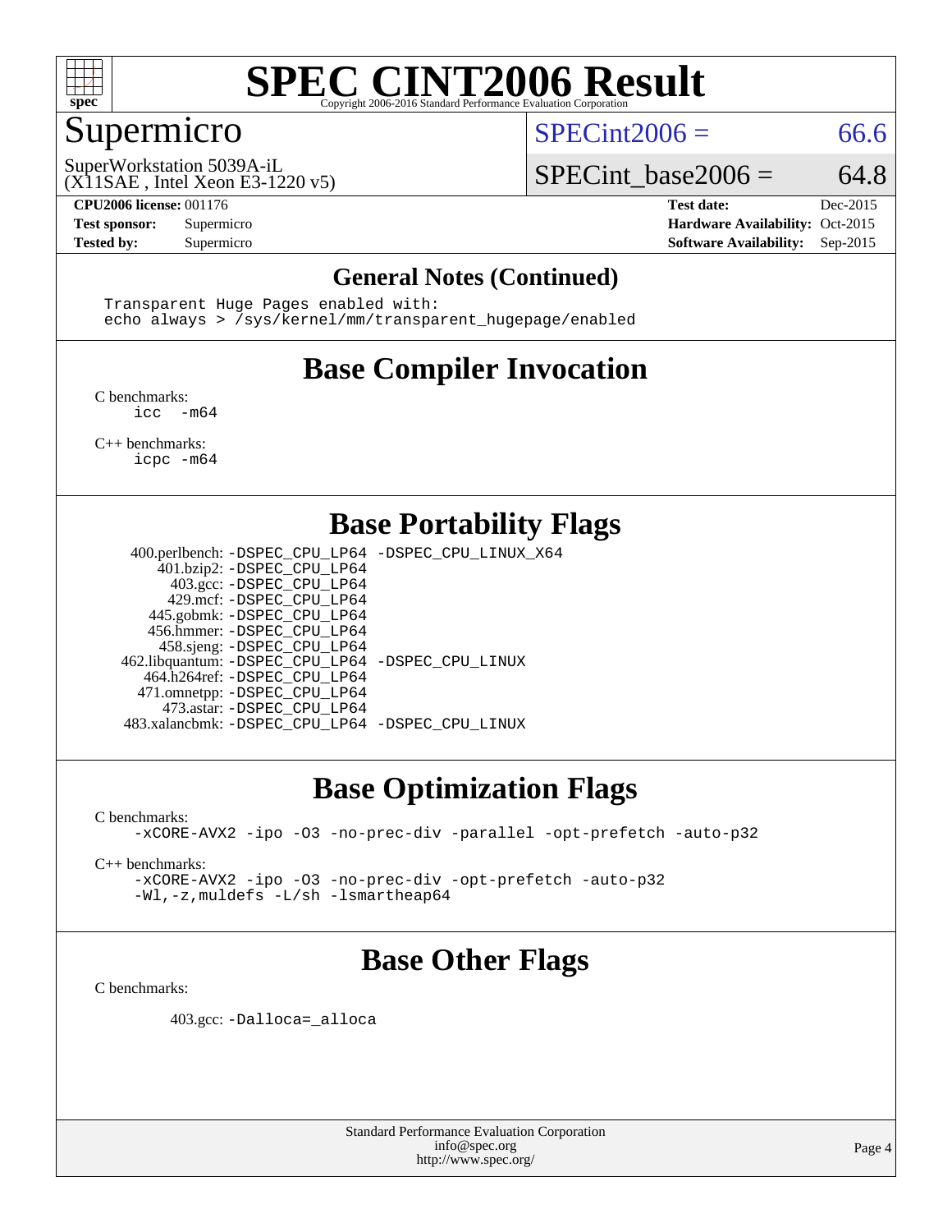# SPEC CINT2006 Result

Copyright 2006-2016 Standard Performance Evaluation Corporation

## Supermicro

SuperWorkstation 5039A-iL
(X11SAE , Intel Xeon E3-1220 v5)

SPECint2006 = 66.6

SPECint_base2006 = 64.8

**CPU2006 license:** 001176
**Test sponsor:** Supermicro
**Tested by:** Supermicro

**Test date:** Dec-2015
**Hardware Availability:** Oct-2015
**Software Availability:** Sep-2015

### General Notes (Continued)

```
Transparent Huge Pages enabled with:
echo always > /sys/kernel/mm/transparent_hugepage/enabled
```

## Base Compiler Invocation

C benchmarks:
```
icc  -m64
```

C++ benchmarks:
```
icpc -m64
```

## Base Portability Flags

| Benchmark | Flags |
|---|---|
| 400.perlbench: | -DSPEC_CPU_LP64 -DSPEC_CPU_LINUX_X64 |
| 401.bzip2: | -DSPEC_CPU_LP64 |
| 403.gcc: | -DSPEC_CPU_LP64 |
| 429.mcf: | -DSPEC_CPU_LP64 |
| 445.gobmk: | -DSPEC_CPU_LP64 |
| 456.hmmer: | -DSPEC_CPU_LP64 |
| 458.sjeng: | -DSPEC_CPU_LP64 |
| 462.libquantum: | -DSPEC_CPU_LP64 -DSPEC_CPU_LINUX |
| 464.h264ref: | -DSPEC_CPU_LP64 |
| 471.omnetpp: | -DSPEC_CPU_LP64 |
| 473.astar: | -DSPEC_CPU_LP64 |
| 483.xalancbmk: | -DSPEC_CPU_LP64 -DSPEC_CPU_LINUX |

## Base Optimization Flags

C benchmarks:
```
-xCORE-AVX2 -ipo -O3 -no-prec-div -parallel -opt-prefetch -auto-p32
```

C++ benchmarks:
```
-xCORE-AVX2 -ipo -O3 -no-prec-div -opt-prefetch -auto-p32
-Wl,-z,muldefs -L/sh -lsmartheap64
```

## Base Other Flags

C benchmarks:

403.gcc: `-Dalloca=_alloca`

Standard Performance Evaluation Corporation
info@spec.org
http://www.spec.org/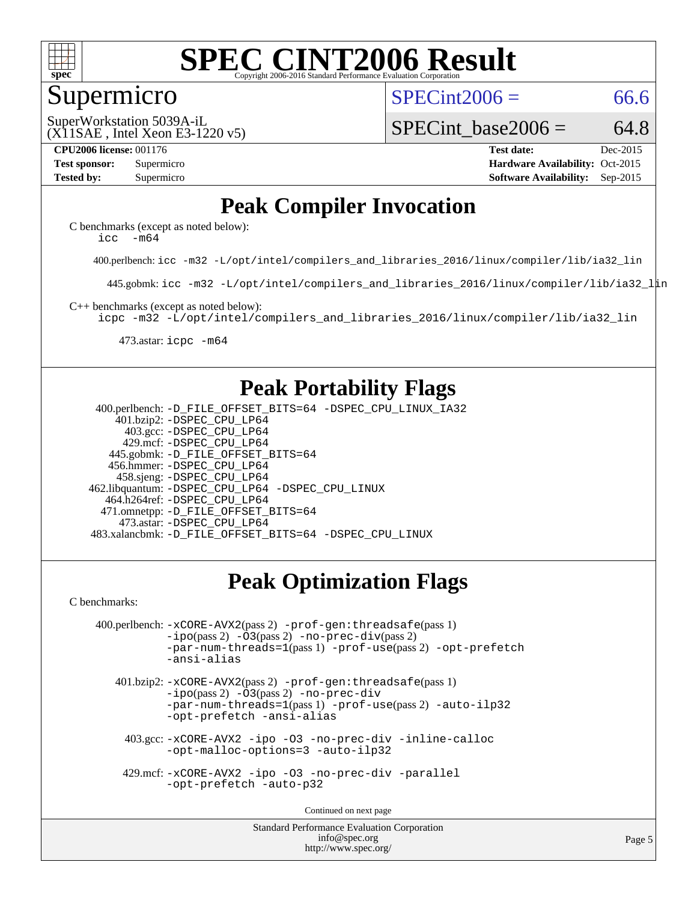# SPEC CINT2006 Result

Copyright 2006-2016 Standard Performance Evaluation Corporation

## Supermicro

SuperWorkstation 5039A-iL
(X11SAE , Intel Xeon E3-1220 v5)

SPECint2006 = 66.6

SPECint_base2006 = 64.8

| | | | |
|---|---|---|---|
| **CPU2006 license:** 001176 | | **Test date:** | Dec-2015 |
| **Test sponsor:** | Supermicro | **Hardware Availability:** | Oct-2015 |
| **Tested by:** | Supermicro | **Software Availability:** | Sep-2015 |

## Peak Compiler Invocation

C benchmarks (except as noted below):
`icc -m64`

400.perlbench: `icc -m32 -L/opt/intel/compilers_and_libraries_2016/linux/compiler/lib/ia32_lin`

445.gobmk: `icc -m32 -L/opt/intel/compilers_and_libraries_2016/linux/compiler/lib/ia32_lin`

C++ benchmarks (except as noted below):
`icpc -m32 -L/opt/intel/compilers_and_libraries_2016/linux/compiler/lib/ia32_lin`

473.astar: `icpc -m64`

## Peak Portability Flags

400.perlbench: `-D_FILE_OFFSET_BITS=64 -DSPEC_CPU_LINUX_IA32`
401.bzip2: `-DSPEC_CPU_LP64`
403.gcc: `-DSPEC_CPU_LP64`
429.mcf: `-DSPEC_CPU_LP64`
445.gobmk: `-D_FILE_OFFSET_BITS=64`
456.hmmer: `-DSPEC_CPU_LP64`
458.sjeng: `-DSPEC_CPU_LP64`
462.libquantum: `-DSPEC_CPU_LP64 -DSPEC_CPU_LINUX`
464.h264ref: `-DSPEC_CPU_LP64`
471.omnetpp: `-D_FILE_OFFSET_BITS=64`
473.astar: `-DSPEC_CPU_LP64`
483.xalancbmk: `-D_FILE_OFFSET_BITS=64 -DSPEC_CPU_LINUX`

## Peak Optimization Flags

C benchmarks:

400.perlbench: `-xCORE-AVX2`(pass 2) `-prof-gen:threadsafe`(pass 1) `-ipo`(pass 2) `-O3`(pass 2) `-no-prec-div`(pass 2) `-par-num-threads=1`(pass 1) `-prof-use`(pass 2) `-opt-prefetch` `-ansi-alias`

401.bzip2: `-xCORE-AVX2`(pass 2) `-prof-gen:threadsafe`(pass 1) `-ipo`(pass 2) `-O3`(pass 2) `-no-prec-div` `-par-num-threads=1`(pass 1) `-prof-use`(pass 2) `-auto-ilp32` `-opt-prefetch` `-ansi-alias`

403.gcc: `-xCORE-AVX2 -ipo -O3 -no-prec-div -inline-calloc -opt-malloc-options=3 -auto-ilp32`

429.mcf: `-xCORE-AVX2 -ipo -O3 -no-prec-div -parallel -opt-prefetch -auto-p32`

Continued on next page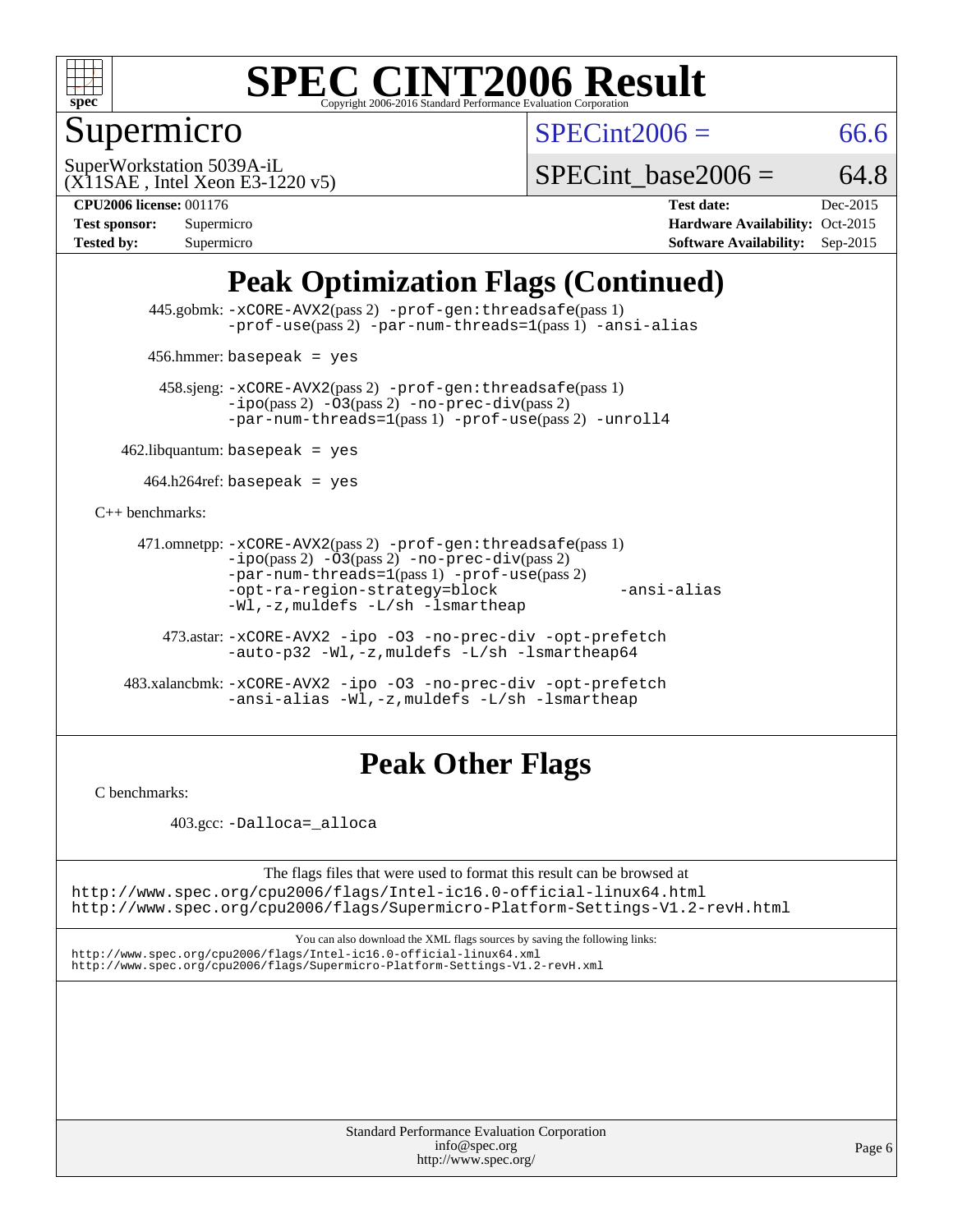# SPEC CINT2006 Result

Copyright 2006-2016 Standard Performance Evaluation Corporation

## Supermicro

SuperWorkstation 5039A-iL
(X11SAE , Intel Xeon E3-1220 v5)

SPECint2006 = 66.6

SPECint_base2006 = 64.8

**CPU2006 license:** 001176
**Test sponsor:** Supermicro
**Tested by:** Supermicro

**Test date:** Dec-2015
**Hardware Availability:** Oct-2015
**Software Availability:** Sep-2015

## Peak Optimization Flags (Continued)

445.gobmk: -xCORE-AVX2(pass 2) -prof-gen:threadsafe(pass 1) -prof-use(pass 2) -par-num-threads=1(pass 1) -ansi-alias

456.hmmer: basepeak = yes

458.sjeng: -xCORE-AVX2(pass 2) -prof-gen:threadsafe(pass 1) -ipo(pass 2) -O3(pass 2) -no-prec-div(pass 2) -par-num-threads=1(pass 1) -prof-use(pass 2) -unroll4

462.libquantum: basepeak = yes

464.h264ref: basepeak = yes

C++ benchmarks:

471.omnetpp: -xCORE-AVX2(pass 2) -prof-gen:threadsafe(pass 1) -ipo(pass 2) -O3(pass 2) -no-prec-div(pass 2) -par-num-threads=1(pass 1) -prof-use(pass 2) -opt-ra-region-strategy=block -ansi-alias -Wl,-z,muldefs -L/sh -lsmartheap

473.astar: -xCORE-AVX2 -ipo -O3 -no-prec-div -opt-prefetch -auto-p32 -Wl,-z,muldefs -L/sh -lsmartheap64

483.xalancbmk: -xCORE-AVX2 -ipo -O3 -no-prec-div -opt-prefetch -ansi-alias -Wl,-z,muldefs -L/sh -lsmartheap

## Peak Other Flags

C benchmarks:

403.gcc: -Dalloca=_alloca

The flags files that were used to format this result can be browsed at
http://www.spec.org/cpu2006/flags/Intel-ic16.0-official-linux64.html
http://www.spec.org/cpu2006/flags/Supermicro-Platform-Settings-V1.2-revH.html

You can also download the XML flags sources by saving the following links:
http://www.spec.org/cpu2006/flags/Intel-ic16.0-official-linux64.xml
http://www.spec.org/cpu2006/flags/Supermicro-Platform-Settings-V1.2-revH.xml

Standard Performance Evaluation Corporation
info@spec.org
http://www.spec.org/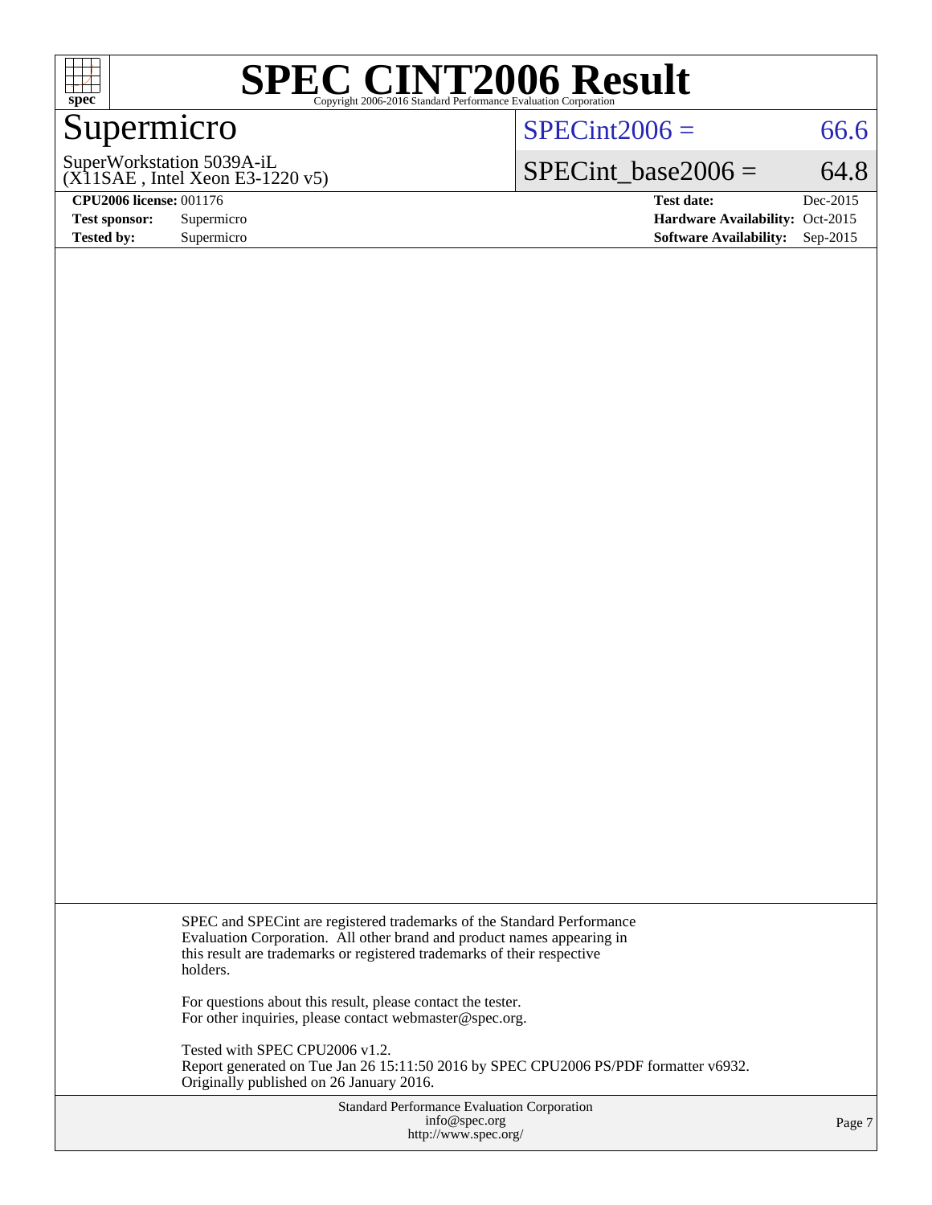SPEC and SPECint are registered trademarks of the Standard Performance Evaluation Corporation. All other brand and product names appearing in this result are trademarks or registered trademarks of their respective holders.

For questions about this result, please contact the tester.
For other inquiries, please contact webmaster@spec.org.

Tested with SPEC CPU2006 v1.2.
Report generated on Tue Jan 26 15:11:50 2016 by SPEC CPU2006 PS/PDF formatter v6932.
Originally published on 26 January 2016.